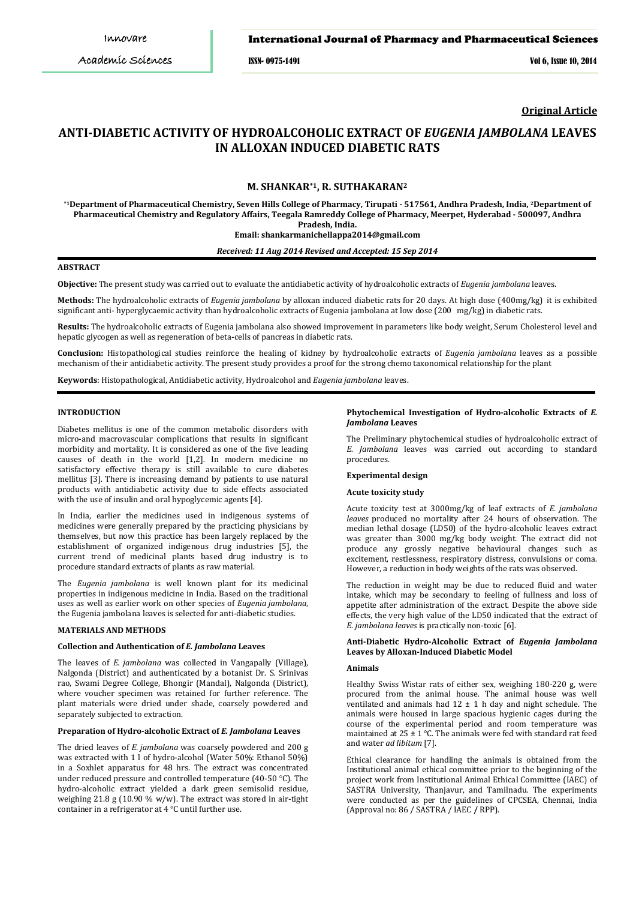**Original Article**

# ANTI-DIABETIC ACTIVITY OF HYDROALCOHOLIC EXTRACT OF *EUGENIA JAMBOLANA* LEAVES IN ALLOXAN INDUCED DIABETIC RATS

**M. SHANKAR*[1], R. SUTHAKARAN[2]**

**[*1]Department of Pharmaceutical Chemistry, Seven Hills College of Pharmacy, Tirupati - 517561, Andhra Pradesh, India, [2]Department of Pharmaceutical Chemistry and Regulatory Affairs, Teegala Ramreddy College of Pharmacy, Meerpet, Hyderabad - 500097, Andhra Pradesh, India.**

**Email: shankarmanichellappa2014@gmail.com**

***Received: 11 Aug 2014 Revised and Accepted: 15 Sep 2014***

## ABSTRACT

**Objective:** The present study was carried out to evaluate the antidiabetic activity of hydroalcoholic extracts of *Eugenia jambolana* leaves.

**Methods:** The hydroalcoholic extracts of *Eugenia jambolana* by alloxan induced diabetic rats for 20 days. At high dose (400mg/kg) it is exhibited significant anti- hyperglycaemic activity than hydroalcoholic extracts of Eugenia jambolana at low dose (200 mg/kg) in diabetic rats.

**Results:** The hydroalcoholic extracts of Eugenia jambolana also showed improvement in parameters like body weight, Serum Cholesterol level and hepatic glycogen as well as regeneration of beta-cells of pancreas in diabetic rats.

**Conclusion:** Histopathological studies reinforce the healing of kidney by hydroalcoholic extracts of *Eugenia jambolana* leaves as a possible mechanism of their antidiabetic activity. The present study provides a proof for the strong chemo taxonomical relationship for the plant

**Keywords**: Histopathological, Antidiabetic activity, Hydroalcohol and *Eugenia jambolana* leaves.

## INTRODUCTION

Diabetes mellitus is one of the common metabolic disorders with micro-and macrovascular complications that results in significant morbidity and mortality. It is considered as one of the five leading causes of death in the world [1,2]. In modern medicine no satisfactory effective therapy is still available to cure diabetes mellitus [3]. There is increasing demand by patients to use natural products with antidiabetic activity due to side effects associated with the use of insulin and oral hypoglycemic agents [4].

In India, earlier the medicines used in indigenous systems of medicines were generally prepared by the practicing physicians by themselves, but now this practice has been largely replaced by the establishment of organized indigenous drug industries [5], the current trend of medicinal plants based drug industry is to procedure standard extracts of plants as raw material.

The *Eugenia jambolana* is well known plant for its medicinal properties in indigenous medicine in India. Based on the traditional uses as well as earlier work on other species of *Eugenia jambolana*, the Eugenia jambolana leaves is selected for anti-diabetic studies.

## MATERIALS AND METHODS

### Collection and Authentication of *E. Jambolana* Leaves

The leaves of *E. jambolana* was collected in Vangapally (Village), Nalgonda (District) and authenticated by a botanist Dr. S. Srinivas rao, Swami Degree College, Bhongir (Mandal), Nalgonda (District), where voucher specimen was retained for further reference. The plant materials were dried under shade, coarsely powdered and separately subjected to extraction.

### Preparation of Hydro-alcoholic Extract of *E. Jambolana* Leaves

The dried leaves of *E. jambolana* was coarsely powdered and 200 g was extracted with 1 l of hydro-alcohol (Water 50%: Ethanol 50%) in a Soxhlet apparatus for 48 hrs. The extract was concentrated under reduced pressure and controlled temperature (40-50 °C). The hydro-alcoholic extract yielded a dark green semisolid residue, weighing 21.8 g (10.90 % w/w). The extract was stored in air-tight container in a refrigerator at 4 °C until further use.

### Phytochemical Investigation of Hydro-alcoholic Extracts of *E. Jambolana* Leaves

The Preliminary phytochemical studies of hydroalcoholic extract of *E. Jambolana* leaves was carried out according to standard procedures.

### Experimental design

### Acute toxicity study

Acute toxicity test at 3000mg/kg of leaf extracts of *E. jambolana leaves* produced no mortality after 24 hours of observation. The median lethal dosage (LD50) of the hydro-alcoholic leaves extract was greater than 3000 mg/kg body weight. The extract did not produce any grossly negative behavioural changes such as excitement, restlessness, respiratory distress, convulsions or coma. However, a reduction in body weights of the rats was observed.

The reduction in weight may be due to reduced fluid and water intake, which may be secondary to feeling of fullness and loss of appetite after administration of the extract. Despite the above side effects, the very high value of the LD50 indicated that the extract of *E. jambolana leaves* is practically non-toxic [6].

### Anti-Diabetic Hydro-Alcoholic Extract of *Eugenia Jambolana* Leaves by Alloxan-Induced Diabetic Model

### Animals

Healthy Swiss Wistar rats of either sex, weighing 180-220 g, were procured from the animal house. The animal house was well ventilated and animals had 12 ± 1 h day and night schedule. The animals were housed in large spacious hygienic cages during the course of the experimental period and room temperature was maintained at 25 ± 1 °C. The animals were fed with standard rat feed and water *ad libitum* [7].

Ethical clearance for handling the animals is obtained from the Institutional animal ethical committee prior to the beginning of the project work from Institutional Animal Ethical Committee (IAEC) of SASTRA University, Thanjavur, and Tamilnadu. The experiments were conducted as per the guidelines of CPCSEA, Chennai, India (Approval no: 86 / SASTRA / IAEC / RPP).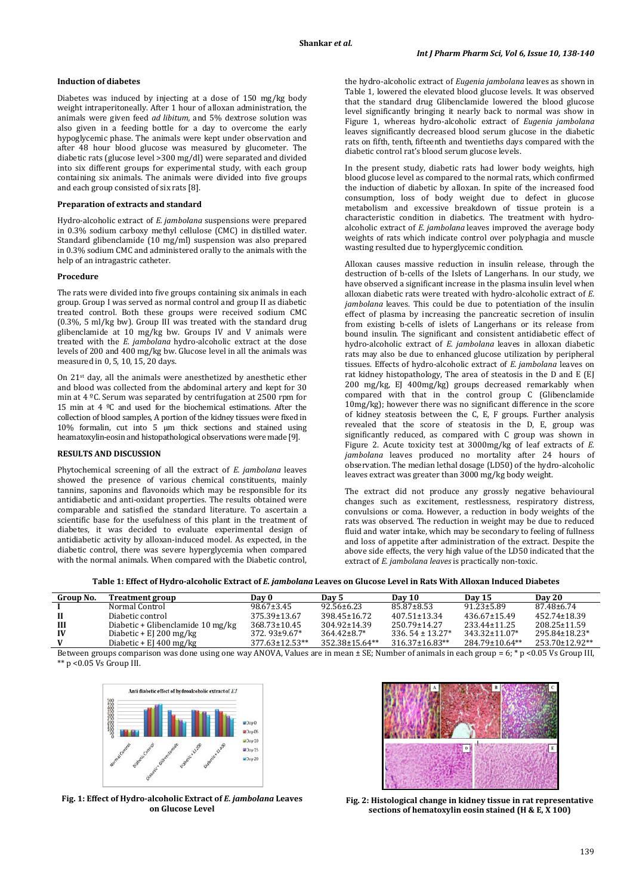### Induction of diabetes

Diabetes was induced by injecting at a dose of 150 mg/kg body weight intraperitoneally. After 1 hour of alloxan administration, the animals were given feed *ad libitum,* and 5% dextrose solution was also given in a feeding bottle for a day to overcome the early hypoglycemic phase. The animals were kept under observation and after 48 hour blood glucose was measured by glucometer. The diabetic rats (glucose level >300 mg/dl) were separated and divided into six different groups for experimental study, with each group containing six animals. The animals were divided into five groups and each group consisted of six rats [8].

### Preparation of extracts and standard

Hydro-alcoholic extract of *E. jambolana* suspensions were prepared in 0.3% sodium carboxy methyl cellulose (CMC) in distilled water. Standard glibenclamide (10 mg/ml) suspension was also prepared in 0.3% sodium CMC and administered orally to the animals with the help of an intragastric catheter.

### Procedure

The rats were divided into five groups containing six animals in each group. Group I was served as normal control and group II as diabetic treated control. Both these groups were received sodium CMC (0.3%, 5 ml/kg bw). Group III was treated with the standard drug glibenclamide at 10 mg/kg bw. Groups IV and V animals were treated with the *E. jambolana* hydro-alcoholic extract at the dose levels of 200 and 400 mg/kg bw. Glucose level in all the animals was measured in 0, 5, 10, 15, 20 days.

On 21st day, all the animals were anesthetized by anesthetic ether and blood was collected from the abdominal artery and kept for 30 min at 4 ºC. Serum was separated by centrifugation at 2500 rpm for 15 min at 4 ºC and used for the biochemical estimations. After the collection of blood samples, A portion of the kidney tissues were fixed in 10% formalin, cut into 5 µm thick sections and stained using heamatoxylin-eosin and histopathological observations were made [9].

## RESULTS AND DISCUSSION

Phytochemical screening of all the extract of *E. jambolana* leaves showed the presence of various chemical constituents, mainly tannins, saponins and flavonoids which may be responsible for its antidiabetic and anti-oxidant properties. The results obtained were comparable and satisfied the standard literature. To ascertain a scientific base for the usefulness of this plant in the treatment of diabetes, it was decided to evaluate experimental design of antidiabetic activity by alloxan-induced model. As expected, in the diabetic control, there was severe hyperglycemia when compared with the normal animals. When compared with the Diabetic control, the hydro-alcoholic extract of *Eugenia jambolana* leaves as shown in Table 1, lowered the elevated blood glucose levels. It was observed that the standard drug Glibenclamide lowered the blood glucose level significantly bringing it nearly back to normal was show in Figure 1, whereas hydro-alcoholic extract of *Eugenia jambolana* leaves significantly decreased blood serum glucose in the diabetic rats on fifth, tenth, fifteenth and twentieths days compared with the diabetic control rat's blood serum glucose levels.

In the present study, diabetic rats had lower body weights, high blood glucose level as compared to the normal rats, which confirmed the induction of diabetic by alloxan. In spite of the increased food consumption, loss of body weight due to defect in glucose metabolism and excessive breakdown of tissue protein is a characteristic condition in diabetics. The treatment with hydro-alcoholic extract of *E. jambolana* leaves improved the average body weights of rats which indicate control over polyphagia and muscle wasting resulted due to hyperglycemic condition.

Alloxan causes massive reduction in insulin release, through the destruction of b-cells of the Islets of Langerhans. In our study, we have observed a significant increase in the plasma insulin level when alloxan diabetic rats were treated with hydro-alcoholic extract of *E. jambolana* leaves. This could be due to potentiation of the insulin effect of plasma by increasing the pancreatic secretion of insulin from existing b-cells of islets of Langerhans or its release from bound insulin. The significant and consistent antidiabetic effect of hydro-alcoholic extract of *E. jambolana* leaves in alloxan diabetic rats may also be due to enhanced glucose utilization by peripheral tissues. Effects of hydro-alcoholic extract of *E. jambolana* leaves on rat kidney histopathology, The area of steatosis in the D and E (EJ 200 mg/kg, EJ 400mg/kg) groups decreased remarkably when compared with that in the control group C (Glibenclamide 10mg/kg); however there was no significant difference in the score of kidney steatosis between the C, E, F groups. Further analysis revealed that the score of steatosis in the D, E, group was significantly reduced, as compared with C group was shown in Figure 2. Acute toxicity test at 3000mg/kg of leaf extracts of *E. jambolana* leaves produced no mortality after 24 hours of observation. The median lethal dosage (LD50) of the hydro-alcoholic leaves extract was greater than 3000 mg/kg body weight.

The extract did not produce any grossly negative behavioural changes such as excitement, restlessness, respiratory distress, convulsions or coma. However, a reduction in body weights of the rats was observed. The reduction in weight may be due to reduced fluid and water intake, which may be secondary to feeling of fullness and loss of appetite after administration of the extract. Despite the above side effects, the very high value of the LD50 indicated that the extract of *E. jambolana leaves* is practically non-toxic.

**Table 1: Effect of Hydro-alcoholic Extract of *E. jambolana* Leaves on Glucose Level in Rats With Alloxan Induced Diabetes**

| Group No. | Treatment group | Day 0 | Day 5 | Day 10 | Day 15 | Day 20 |
|---|---|---|---|---|---|---|
| I | Normal Control | 98.67±3.45 | 92.56±6.23 | 85.87±8.53 | 91.23±5.89 | 87.48±6.74 |
| II | Diabetic control | 375.39±13.67 | 398.45±16.72 | 407.51±13.34 | 436.67±15.49 | 452.74±18.39 |
| III | Diabetic + Glibenclamide 10 mg/kg | 368.73±10.45 | 304.92±14.39 | 250.79±14.27 | 233.44±11.25 | 208.25±11.59 |
| IV | Diabetic + EJ 200 mg/kg | 372. 93±9.67* | 364.42±8.7* | 336. 54 ± 13.27* | 343.32±11.07* | 295.84±18.23* |
| V | Diabetic + EJ 400 mg/kg | 377.63±12.53** | 352.38±15.64** | 316.37±16.83** | 284.79±10.64** | 253.70±12.92** |

Between groups comparison was done using one way ANOVA, Values are in mean ± SE; Number of animals in each group = 6; * p <0.05 Vs Group III, ** p <0.05 Vs Group III.

**Fig. 1: Effect of Hydro-alcoholic Extract of *E. jambolana* Leaves on Glucose Level**

**Fig. 2: Histological change in kidney tissue in rat representative sections of hematoxylin eosin stained (H & E, X 100)**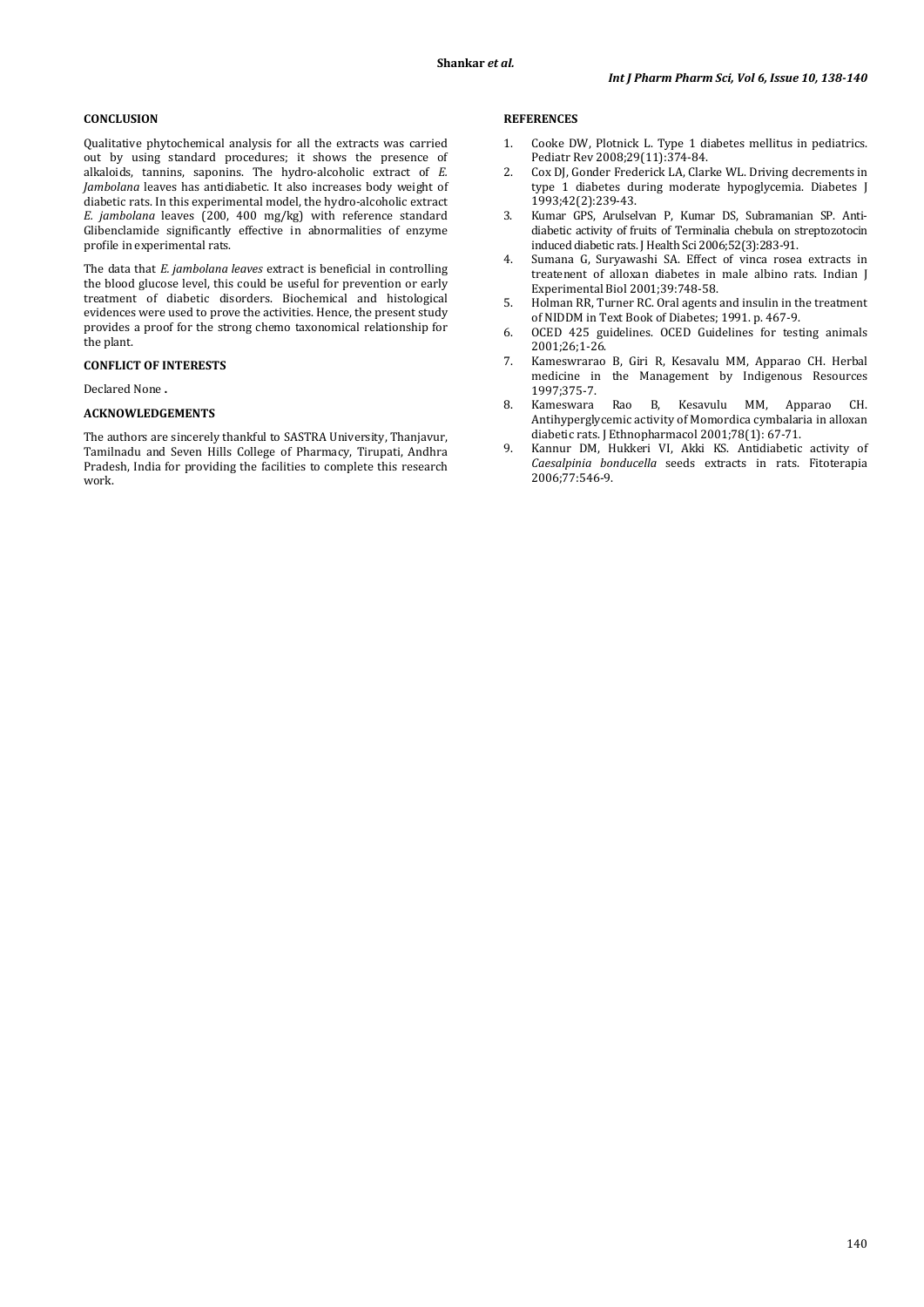## CONCLUSION

Qualitative phytochemical analysis for all the extracts was carried out by using standard procedures; it shows the presence of alkaloids, tannins, saponins. The hydro-alcoholic extract of *E. Jambolana* leaves has antidiabetic. It also increases body weight of diabetic rats. In this experimental model, the hydro-alcoholic extract *E. jambolana* leaves (200, 400 mg/kg) with reference standard Glibenclamide significantly effective in abnormalities of enzyme profile in experimental rats.

The data that *E. jambolana leaves* extract is beneficial in controlling the blood glucose level, this could be useful for prevention or early treatment of diabetic disorders. Biochemical and histological evidences were used to prove the activities. Hence, the present study provides a proof for the strong chemo taxonomical relationship for the plant.

## CONFLICT OF INTERESTS

Declared None **.**

## ACKNOWLEDGEMENTS

The authors are sincerely thankful to SASTRA University, Thanjavur, Tamilnadu and Seven Hills College of Pharmacy, Tirupati, Andhra Pradesh, India for providing the facilities to complete this research work.

## REFERENCES

1. Cooke DW, Plotnick L. Type 1 diabetes mellitus in pediatrics. Pediatr Rev 2008;29(11):374-84.
2. Cox DJ, Gonder Frederick LA, Clarke WL. Driving decrements in type 1 diabetes during moderate hypoglycemia. Diabetes J 1993;42(2):239-43.
3. Kumar GPS, Arulselvan P, Kumar DS, Subramanian SP. Anti-diabetic activity of fruits of Terminalia chebula on streptozotocin induced diabetic rats. J Health Sci 2006;52(3):283-91.
4. Sumana G, Suryawashi SA. Effect of vinca rosea extracts in treatenent of alloxan diabetes in male albino rats. Indian J Experimental Biol 2001;39:748-58.
5. Holman RR, Turner RC. Oral agents and insulin in the treatment of NIDDM in Text Book of Diabetes; 1991. p. 467-9.
6. OCED 425 guidelines. OCED Guidelines for testing animals 2001;26;1-26.
7. Kameswrarao B, Giri R, Kesavalu MM, Apparao CH. Herbal medicine in the Management by Indigenous Resources 1997;375-7.
8. Kameswara Rao B, Kesavulu MM, Apparao CH. Antihyperglycemic activity of Momordica cymbalaria in alloxan diabetic rats. J Ethnopharmacol 2001;78(1): 67-71.
9. Kannur DM, Hukkeri VI, Akki KS. Antidiabetic activity of *Caesalpinia bonducella* seeds extracts in rats. Fitoterapia 2006;77:546-9.